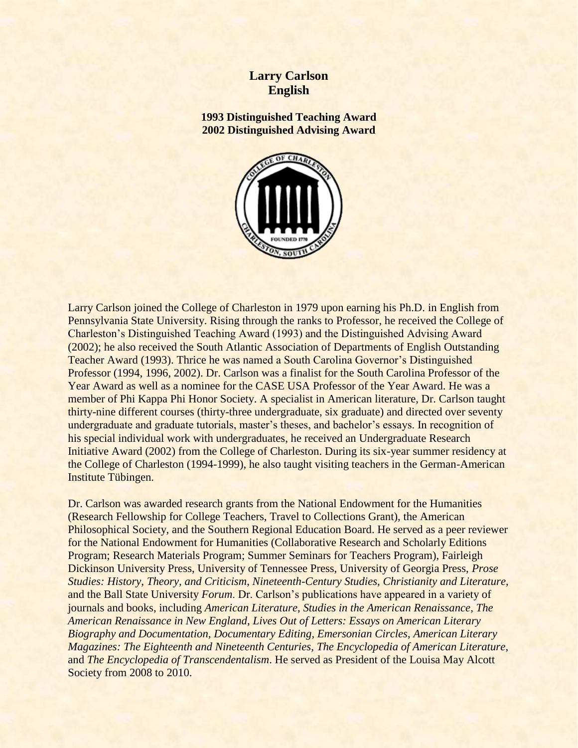# Larry Carlson
## English

**1993 Distinguished Teaching Award**
**2002 Distinguished Advising Award**

Larry Carlson joined the College of Charleston in 1979 upon earning his Ph.D. in English from Pennsylvania State University. Rising through the ranks to Professor, he received the College of Charleston's Distinguished Teaching Award (1993) and the Distinguished Advising Award (2002); he also received the South Atlantic Association of Departments of English Outstanding Teacher Award (1993). Thrice he was named a South Carolina Governor's Distinguished Professor (1994, 1996, 2002). Dr. Carlson was a finalist for the South Carolina Professor of the Year Award as well as a nominee for the CASE USA Professor of the Year Award. He was a member of Phi Kappa Phi Honor Society. A specialist in American literature, Dr. Carlson taught thirty-nine different courses (thirty-three undergraduate, six graduate) and directed over seventy undergraduate and graduate tutorials, master's theses, and bachelor's essays. In recognition of his special individual work with undergraduates, he received an Undergraduate Research Initiative Award (2002) from the College of Charleston. During its six-year summer residency at the College of Charleston (1994-1999), he also taught visiting teachers in the German-American Institute Tübingen.

Dr. Carlson was awarded research grants from the National Endowment for the Humanities (Research Fellowship for College Teachers, Travel to Collections Grant), the American Philosophical Society, and the Southern Regional Education Board. He served as a peer reviewer for the National Endowment for Humanities (Collaborative Research and Scholarly Editions Program; Research Materials Program; Summer Seminars for Teachers Program), Fairleigh Dickinson University Press, University of Tennessee Press, University of Georgia Press, *Prose Studies: History, Theory, and Criticism*, *Nineteenth-Century Studies*, *Christianity and Literature*, and the Ball State University *Forum*. Dr. Carlson's publications have appeared in a variety of journals and books, including *American Literature*, *Studies in the American Renaissance*, *The American Renaissance in New England*, *Lives Out of Letters: Essays on American Literary Biography and Documentation, Documentary Editing*, *Emersonian Circles*, *American Literary Magazines: The Eighteenth and Nineteenth Centuries*, *The Encyclopedia of American Literature*, and *The Encyclopedia of Transcendentalism*. He served as President of the Louisa May Alcott Society from 2008 to 2010.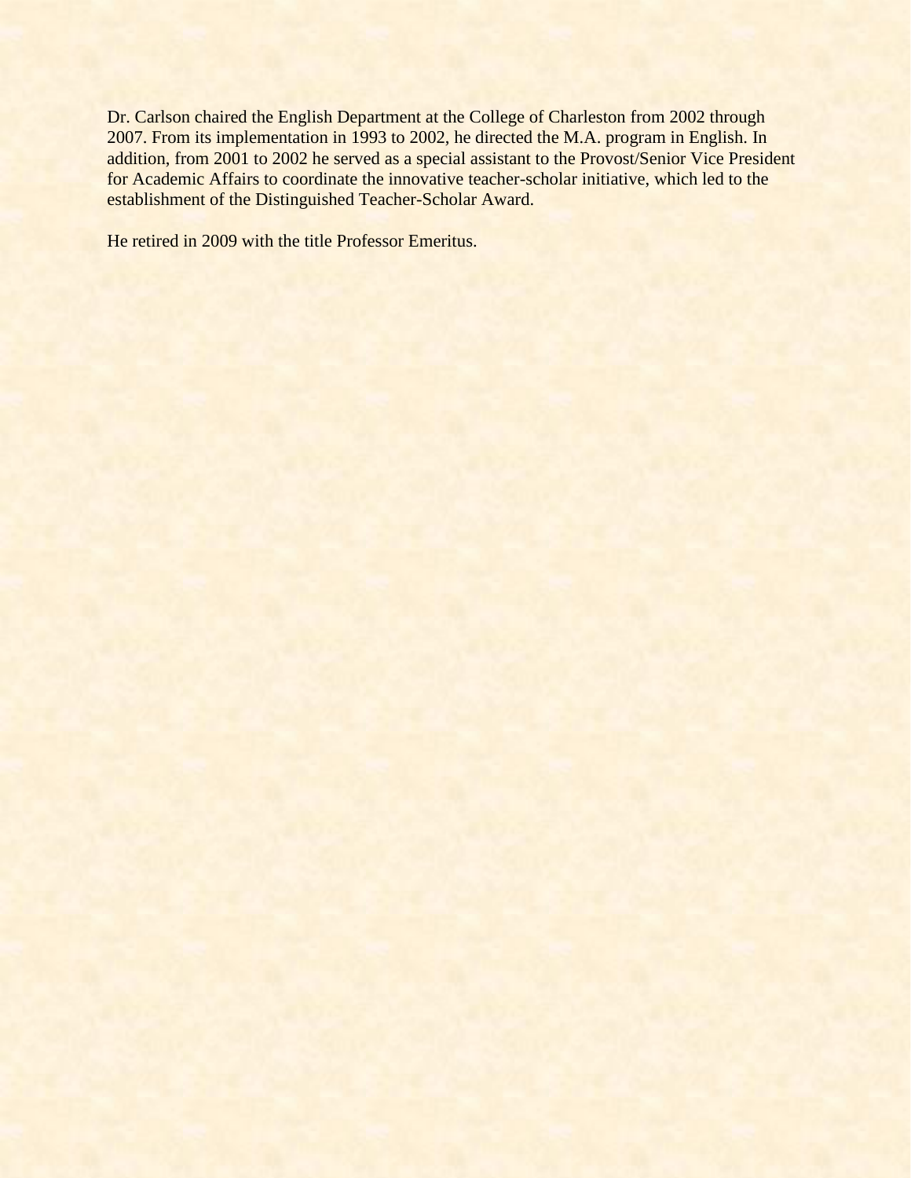Dr. Carlson chaired the English Department at the College of Charleston from 2002 through 2007. From its implementation in 1993 to 2002, he directed the M.A. program in English. In addition, from 2001 to 2002 he served as a special assistant to the Provost/Senior Vice President for Academic Affairs to coordinate the innovative teacher-scholar initiative, which led to the establishment of the Distinguished Teacher-Scholar Award.

He retired in 2009 with the title Professor Emeritus.